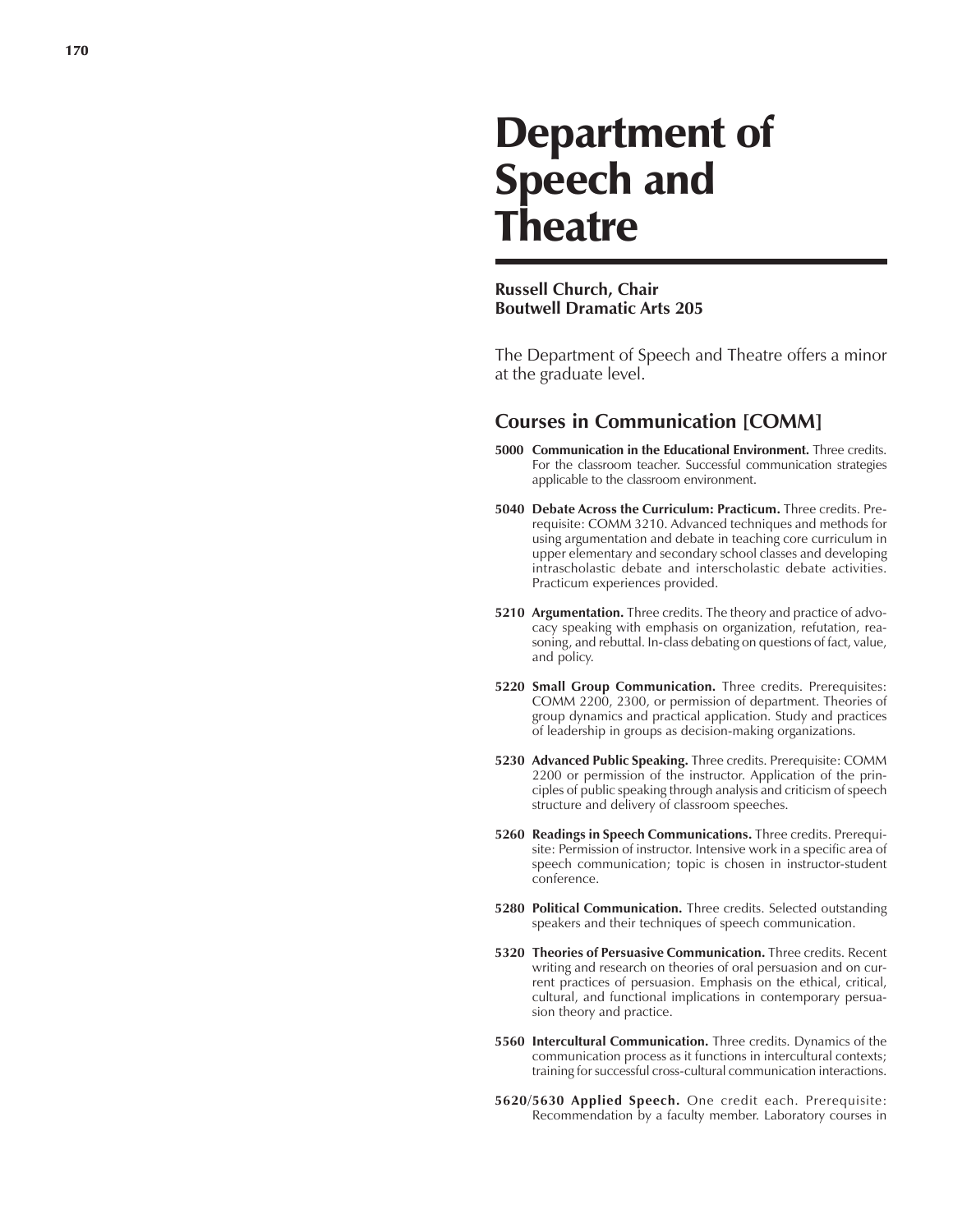# Department of Speech and Theatre

**Russell Church, Chair**
**Boutwell Dramatic Arts 205**

The Department of Speech and Theatre offers a minor at the graduate level.

## Courses in Communication [COMM]

**5000 Communication in the Educational Environment.** Three credits. For the classroom teacher. Successful communication strategies applicable to the classroom environment.

**5040 Debate Across the Curriculum: Practicum.** Three credits. Prerequisite: COMM 3210. Advanced techniques and methods for using argumentation and debate in teaching core curriculum in upper elementary and secondary school classes and developing intrascholastic debate and interscholastic debate activities. Practicum experiences provided.

**5210 Argumentation.** Three credits. The theory and practice of advocacy speaking with emphasis on organization, refutation, reasoning, and rebuttal. In-class debating on questions of fact, value, and policy.

**5220 Small Group Communication.** Three credits. Prerequisites: COMM 2200, 2300, or permission of department. Theories of group dynamics and practical application. Study and practices of leadership in groups as decision-making organizations.

**5230 Advanced Public Speaking.** Three credits. Prerequisite: COMM 2200 or permission of the instructor. Application of the principles of public speaking through analysis and criticism of speech structure and delivery of classroom speeches.

**5260 Readings in Speech Communications.** Three credits. Prerequisite: Permission of instructor. Intensive work in a specific area of speech communication; topic is chosen in instructor-student conference.

**5280 Political Communication.** Three credits. Selected outstanding speakers and their techniques of speech communication.

**5320 Theories of Persuasive Communication.** Three credits. Recent writing and research on theories of oral persuasion and on current practices of persuasion. Emphasis on the ethical, critical, cultural, and functional implications in contemporary persuasion theory and practice.

**5560 Intercultural Communication.** Three credits. Dynamics of the communication process as it functions in intercultural contexts; training for successful cross-cultural communication interactions.

**5620/5630 Applied Speech.** One credit each. Prerequisite: Recommendation by a faculty member. Laboratory courses in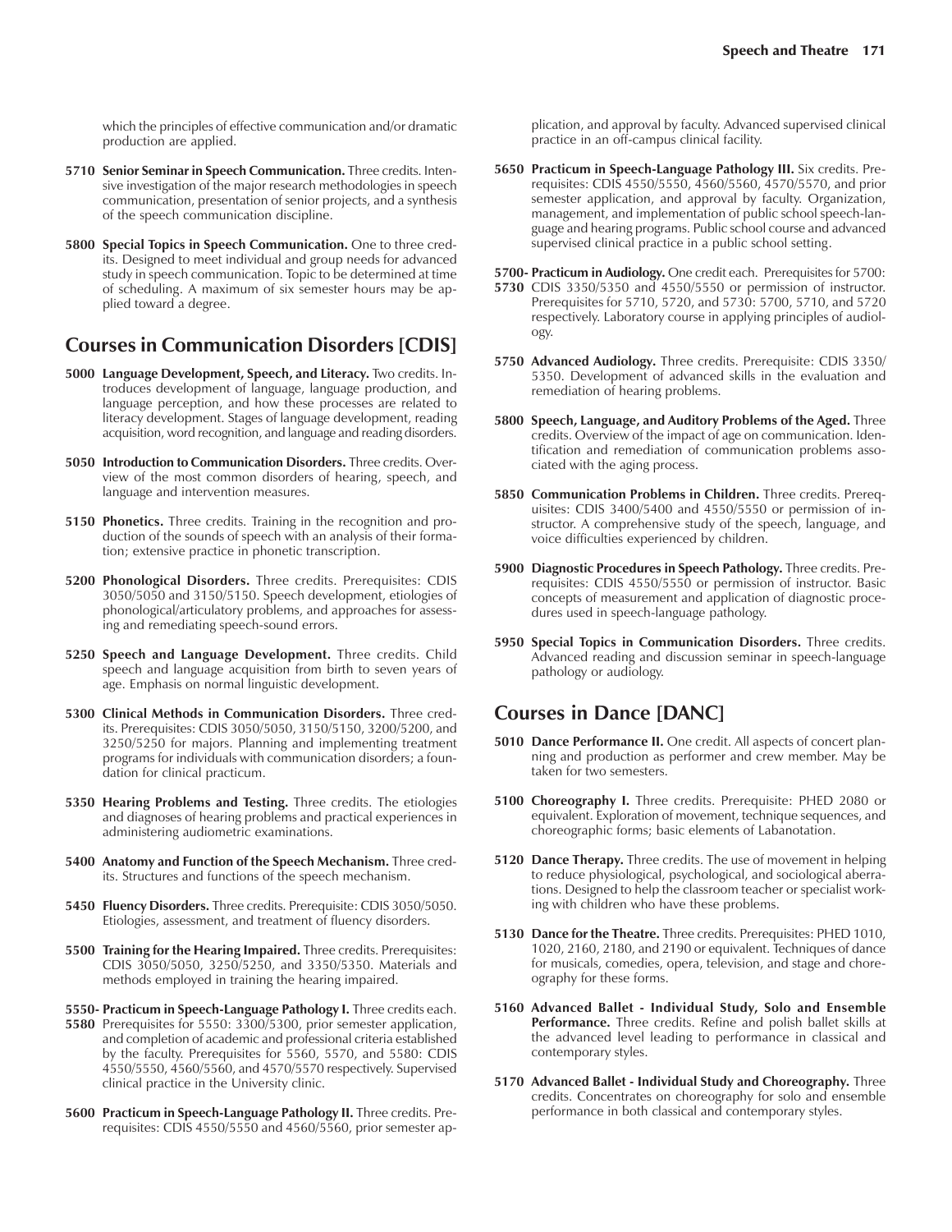which the principles of effective communication and/or dramatic production are applied.

**5710 Senior Seminar in Speech Communication.** Three credits. Intensive investigation of the major research methodologies in speech communication, presentation of senior projects, and a synthesis of the speech communication discipline.

**5800 Special Topics in Speech Communication.** One to three credits. Designed to meet individual and group needs for advanced study in speech communication. Topic to be determined at time of scheduling. A maximum of six semester hours may be applied toward a degree.

## Courses in Communication Disorders [CDIS]

**5000 Language Development, Speech, and Literacy.** Two credits. Introduces development of language, language production, and language perception, and how these processes are related to literacy development. Stages of language development, reading acquisition, word recognition, and language and reading disorders.

**5050 Introduction to Communication Disorders.** Three credits. Overview of the most common disorders of hearing, speech, and language and intervention measures.

**5150 Phonetics.** Three credits. Training in the recognition and production of the sounds of speech with an analysis of their formation; extensive practice in phonetic transcription.

**5200 Phonological Disorders.** Three credits. Prerequisites: CDIS 3050/5050 and 3150/5150. Speech development, etiologies of phonological/articulatory problems, and approaches for assessing and remediating speech-sound errors.

**5250 Speech and Language Development.** Three credits. Child speech and language acquisition from birth to seven years of age. Emphasis on normal linguistic development.

**5300 Clinical Methods in Communication Disorders.** Three credits. Prerequisites: CDIS 3050/5050, 3150/5150, 3200/5200, and 3250/5250 for majors. Planning and implementing treatment programs for individuals with communication disorders; a foundation for clinical practicum.

**5350 Hearing Problems and Testing.** Three credits. The etiologies and diagnoses of hearing problems and practical experiences in administering audiometric examinations.

**5400 Anatomy and Function of the Speech Mechanism.** Three credits. Structures and functions of the speech mechanism.

**5450 Fluency Disorders.** Three credits. Prerequisite: CDIS 3050/5050. Etiologies, assessment, and treatment of fluency disorders.

**5500 Training for the Hearing Impaired.** Three credits. Prerequisites: CDIS 3050/5050, 3250/5250, and 3350/5350. Materials and methods employed in training the hearing impaired.

**5550-5580 Practicum in Speech-Language Pathology I.** Three credits each. Prerequisites for 5550: 3300/5300, prior semester application, and completion of academic and professional criteria established by the faculty. Prerequisites for 5560, 5570, and 5580: CDIS 4550/5550, 4560/5560, and 4570/5570 respectively. Supervised clinical practice in the University clinic.

**5600 Practicum in Speech-Language Pathology II.** Three credits. Prerequisites: CDIS 4550/5550 and 4560/5560, prior semester application, and approval by faculty. Advanced supervised clinical practice in an off-campus clinical facility.

**5650 Practicum in Speech-Language Pathology III.** Six credits. Prerequisites: CDIS 4550/5550, 4560/5560, 4570/5570, and prior semester application, and approval by faculty. Organization, management, and implementation of public school speech-language and hearing programs. Public school course and advanced supervised clinical practice in a public school setting.

**5700-5730 Practicum in Audiology.** One credit each. Prerequisites for 5700: CDIS 3350/5350 and 4550/5550 or permission of instructor. Prerequisites for 5710, 5720, and 5730: 5700, 5710, and 5720 respectively. Laboratory course in applying principles of audiology.

**5750 Advanced Audiology.** Three credits. Prerequisite: CDIS 3350/5350. Development of advanced skills in the evaluation and remediation of hearing problems.

**5800 Speech, Language, and Auditory Problems of the Aged.** Three credits. Overview of the impact of age on communication. Identification and remediation of communication problems associated with the aging process.

**5850 Communication Problems in Children.** Three credits. Prerequisites: CDIS 3400/5400 and 4550/5550 or permission of instructor. A comprehensive study of the speech, language, and voice difficulties experienced by children.

**5900 Diagnostic Procedures in Speech Pathology.** Three credits. Prerequisites: CDIS 4550/5550 or permission of instructor. Basic concepts of measurement and application of diagnostic procedures used in speech-language pathology.

**5950 Special Topics in Communication Disorders.** Three credits. Advanced reading and discussion seminar in speech-language pathology or audiology.

## Courses in Dance [DANC]

**5010 Dance Performance II.** One credit. All aspects of concert planning and production as performer and crew member. May be taken for two semesters.

**5100 Choreography I.** Three credits. Prerequisite: PHED 2080 or equivalent. Exploration of movement, technique sequences, and choreographic forms; basic elements of Labanotation.

**5120 Dance Therapy.** Three credits. The use of movement in helping to reduce physiological, psychological, and sociological aberrations. Designed to help the classroom teacher or specialist working with children who have these problems.

**5130 Dance for the Theatre.** Three credits. Prerequisites: PHED 1010, 1020, 2160, 2180, and 2190 or equivalent. Techniques of dance for musicals, comedies, opera, television, and stage and choreography for these forms.

**5160 Advanced Ballet - Individual Study, Solo and Ensemble Performance.** Three credits. Refine and polish ballet skills at the advanced level leading to performance in classical and contemporary styles.

**5170 Advanced Ballet - Individual Study and Choreography.** Three credits. Concentrates on choreography for solo and ensemble performance in both classical and contemporary styles.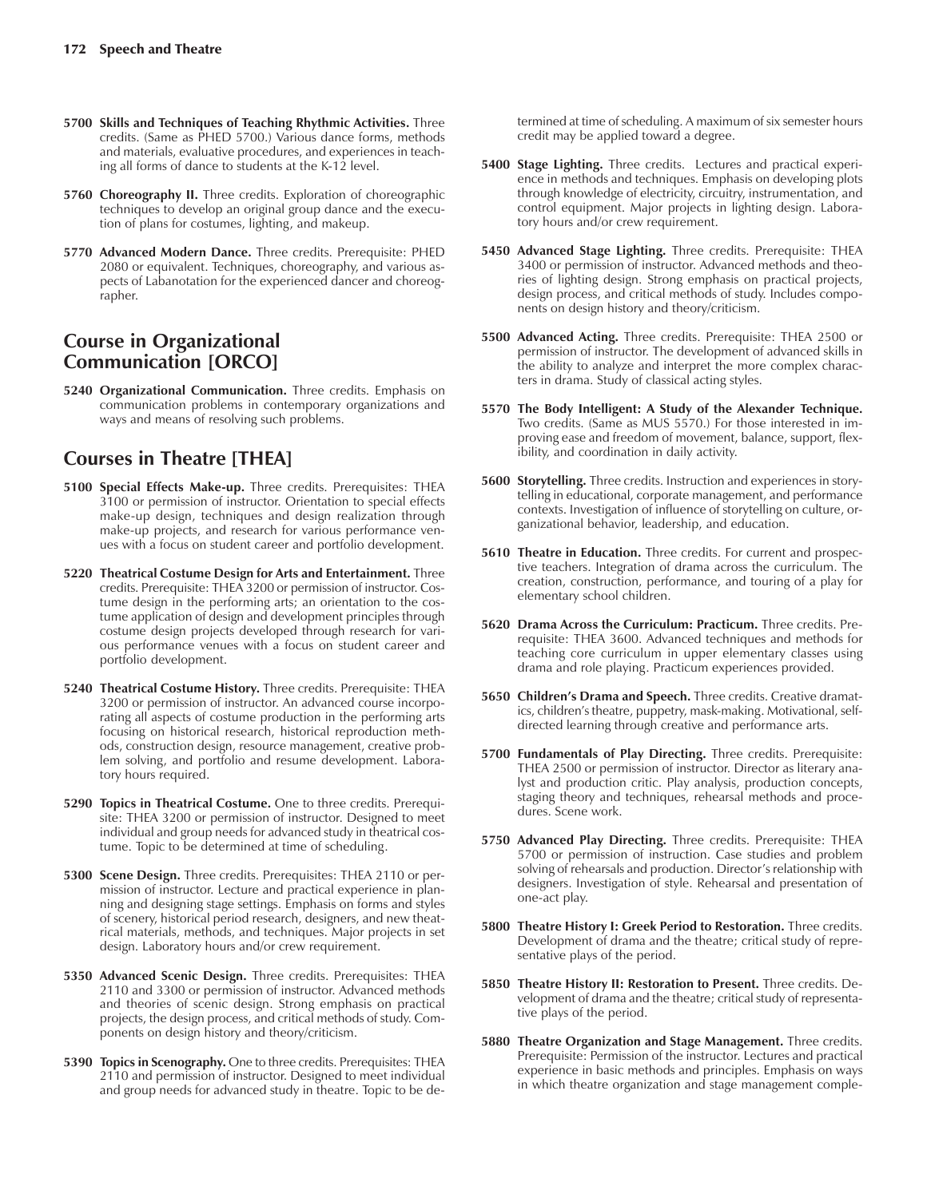**5700 Skills and Techniques of Teaching Rhythmic Activities.** Three credits. (Same as PHED 5700.) Various dance forms, methods and materials, evaluative procedures, and experiences in teaching all forms of dance to students at the K-12 level.

**5760 Choreography II.** Three credits. Exploration of choreographic techniques to develop an original group dance and the execution of plans for costumes, lighting, and makeup.

**5770 Advanced Modern Dance.** Three credits. Prerequisite: PHED 2080 or equivalent. Techniques, choreography, and various aspects of Labanotation for the experienced dancer and choreographer.

## Course in Organizational Communication [ORCO]

**5240 Organizational Communication.** Three credits. Emphasis on communication problems in contemporary organizations and ways and means of resolving such problems.

## Courses in Theatre [THEA]

**5100 Special Effects Make-up.** Three credits. Prerequisites: THEA 3100 or permission of instructor. Orientation to special effects make-up design, techniques and design realization through make-up projects, and research for various performance venues with a focus on student career and portfolio development.

**5220 Theatrical Costume Design for Arts and Entertainment.** Three credits. Prerequisite: THEA 3200 or permission of instructor. Costume design in the performing arts; an orientation to the costume application of design and development principles through costume design projects developed through research for various performance venues with a focus on student career and portfolio development.

**5240 Theatrical Costume History.** Three credits. Prerequisite: THEA 3200 or permission of instructor. An advanced course incorporating all aspects of costume production in the performing arts focusing on historical research, historical reproduction methods, construction design, resource management, creative problem solving, and portfolio and resume development. Laboratory hours required.

**5290 Topics in Theatrical Costume.** One to three credits. Prerequisite: THEA 3200 or permission of instructor. Designed to meet individual and group needs for advanced study in theatrical costume. Topic to be determined at time of scheduling.

**5300 Scene Design.** Three credits. Prerequisites: THEA 2110 or permission of instructor. Lecture and practical experience in planning and designing stage settings. Emphasis on forms and styles of scenery, historical period research, designers, and new theatrical materials, methods, and techniques. Major projects in set design. Laboratory hours and/or crew requirement.

**5350 Advanced Scenic Design.** Three credits. Prerequisites: THEA 2110 and 3300 or permission of instructor. Advanced methods and theories of scenic design. Strong emphasis on practical projects, the design process, and critical methods of study. Components on design history and theory/criticism.

**5390 Topics in Scenography.** One to three credits. Prerequisites: THEA 2110 and permission of instructor. Designed to meet individual and group needs for advanced study in theatre. Topic to be determined at time of scheduling. A maximum of six semester hours credit may be applied toward a degree.

**5400 Stage Lighting.** Three credits. Lectures and practical experience in methods and techniques. Emphasis on developing plots through knowledge of electricity, circuitry, instrumentation, and control equipment. Major projects in lighting design. Laboratory hours and/or crew requirement.

**5450 Advanced Stage Lighting.** Three credits. Prerequisite: THEA 3400 or permission of instructor. Advanced methods and theories of lighting design. Strong emphasis on practical projects, design process, and critical methods of study. Includes components on design history and theory/criticism.

**5500 Advanced Acting.** Three credits. Prerequisite: THEA 2500 or permission of instructor. The development of advanced skills in the ability to analyze and interpret the more complex characters in drama. Study of classical acting styles.

**5570 The Body Intelligent: A Study of the Alexander Technique.** Two credits. (Same as MUS 5570.) For those interested in improving ease and freedom of movement, balance, support, flexibility, and coordination in daily activity.

**5600 Storytelling.** Three credits. Instruction and experiences in storytelling in educational, corporate management, and performance contexts. Investigation of influence of storytelling on culture, organizational behavior, leadership, and education.

**5610 Theatre in Education.** Three credits. For current and prospective teachers. Integration of drama across the curriculum. The creation, construction, performance, and touring of a play for elementary school children.

**5620 Drama Across the Curriculum: Practicum.** Three credits. Prerequisite: THEA 3600. Advanced techniques and methods for teaching core curriculum in upper elementary classes using drama and role playing. Practicum experiences provided.

**5650 Children's Drama and Speech.** Three credits. Creative dramatics, children's theatre, puppetry, mask-making. Motivational, self-directed learning through creative and performance arts.

**5700 Fundamentals of Play Directing.** Three credits. Prerequisite: THEA 2500 or permission of instructor. Director as literary analyst and production critic. Play analysis, production concepts, staging theory and techniques, rehearsal methods and procedures. Scene work.

**5750 Advanced Play Directing.** Three credits. Prerequisite: THEA 5700 or permission of instruction. Case studies and problem solving of rehearsals and production. Director's relationship with designers. Investigation of style. Rehearsal and presentation of one-act play.

**5800 Theatre History I: Greek Period to Restoration.** Three credits. Development of drama and the theatre; critical study of representative plays of the period.

**5850 Theatre History II: Restoration to Present.** Three credits. Development of drama and the theatre; critical study of representative plays of the period.

**5880 Theatre Organization and Stage Management.** Three credits. Prerequisite: Permission of the instructor. Lectures and practical experience in basic methods and principles. Emphasis on ways in which theatre organization and stage management comple-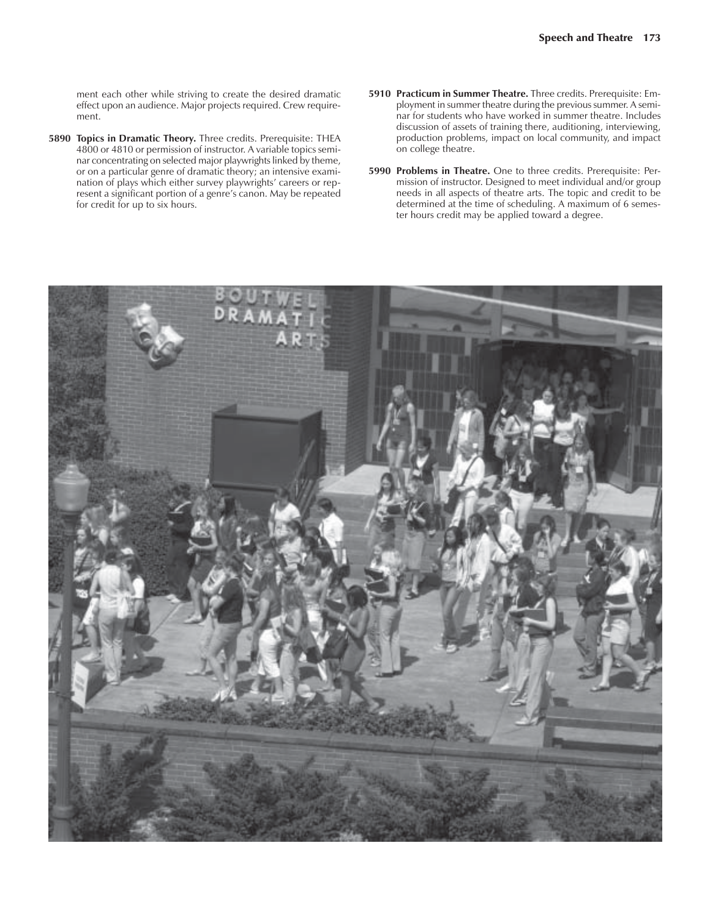ment each other while striving to create the desired dramatic effect upon an audience. Major projects required. Crew requirement.

**5890 Topics in Dramatic Theory.** Three credits. Prerequisite: THEA 4800 or 4810 or permission of instructor. A variable topics seminar concentrating on selected major playwrights linked by theme, or on a particular genre of dramatic theory; an intensive examination of plays which either survey playwrights' careers or represent a significant portion of a genre's canon. May be repeated for credit for up to six hours.

**5910 Practicum in Summer Theatre.** Three credits. Prerequisite: Employment in summer theatre during the previous summer. A seminar for students who have worked in summer theatre. Includes discussion of assets of training there, auditioning, interviewing, production problems, impact on local community, and impact on college theatre.

**5990 Problems in Theatre.** One to three credits. Prerequisite: Permission of instructor. Designed to meet individual and/or group needs in all aspects of theatre arts. The topic and credit to be determined at the time of scheduling. A maximum of 6 semester hours credit may be applied toward a degree.